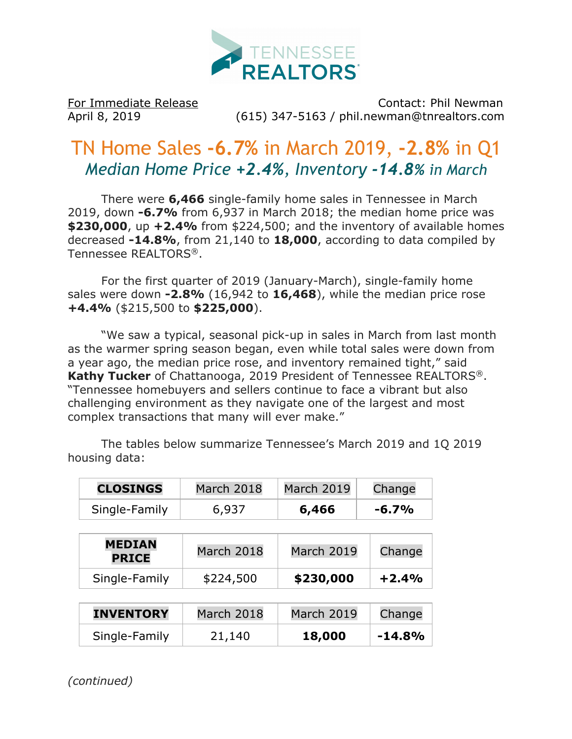TENNESSEE REALTORS®

For Immediate Release
April 8, 2019

Contact: Phil Newman
(615) 347-5163 / phil.newman@tnrealtors.com

# TN Home Sales -6.7% in March 2019, -2.8% in Q1

## *Median Home Price +2.4%, Inventory -14.8% in March*

There were **6,466** single-family home sales in Tennessee in March 2019, down **-6.7%** from 6,937 in March 2018; the median home price was **$230,000**, up **+2.4%** from $224,500; and the inventory of available homes decreased **-14.8%**, from 21,140 to **18,000**, according to data compiled by Tennessee REALTORS®.

For the first quarter of 2019 (January-March), single-family home sales were down **-2.8%** (16,942 to **16,468**), while the median price rose **+4.4%** ($215,500 to **$225,000**).

"We saw a typical, seasonal pick-up in sales in March from last month as the warmer spring season began, even while total sales were down from a year ago, the median price rose, and inventory remained tight," said **Kathy Tucker** of Chattanooga, 2019 President of Tennessee REALTORS®. "Tennessee homebuyers and sellers continue to face a vibrant but also challenging environment as they navigate one of the largest and most complex transactions that many will ever make."

The tables below summarize Tennessee's March 2019 and 1Q 2019 housing data:

| **CLOSINGS** | March 2018 | March 2019 | Change |
|---|---|---|---|
| Single-Family | 6,937 | **6,466** | **-6.7%** |

| **MEDIAN PRICE** | March 2018 | March 2019 | Change |
|---|---|---|---|
| Single-Family | $224,500 | **$230,000** | **+2.4%** |

| **INVENTORY** | March 2018 | March 2019 | Change |
|---|---|---|---|
| Single-Family | 21,140 | **18,000** | **-14.8%** |

*(continued)*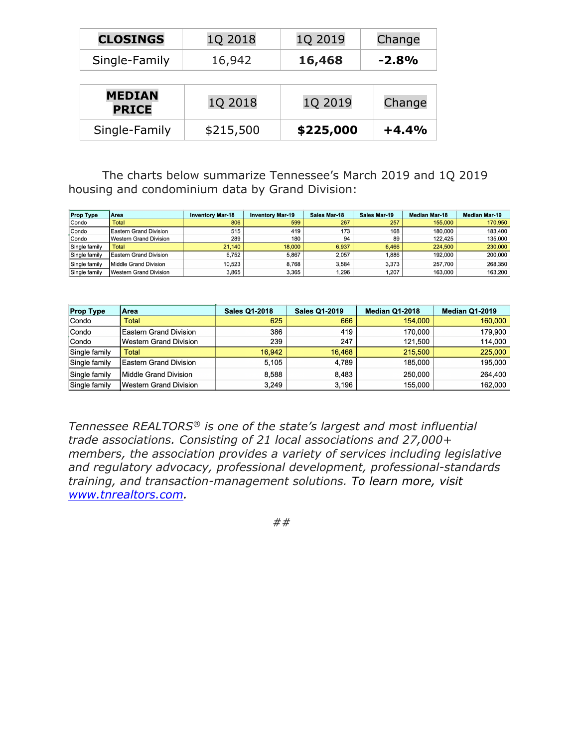| **CLOSINGS** | 1Q 2018 | 1Q 2019 | Change |
|---|---|---|---|
| Single-Family | 16,942 | **16,468** | **-2.8%** |

| **MEDIAN PRICE** | 1Q 2018 | 1Q 2019 | Change |
|---|---|---|---|
| Single-Family | $215,500 | **$225,000** | **+4.4%** |

The charts below summarize Tennessee's March 2019 and 1Q 2019 housing and condominium data by Grand Division:

| Prop Type | Area | Inventory Mar-18 | Inventory Mar-19 | Sales Mar-18 | Sales Mar-19 | Median Mar-18 | Median Mar-19 |
|---|---|---|---|---|---|---|---|
| Condo | Total | 806 | 599 | 267 | 257 | 155,000 | 170,950 |
| Condo | Eastern Grand Division | 515 | 419 | 173 | 168 | 180,000 | 183,400 |
| Condo | Western Grand Division | 289 | 180 | 94 | 89 | 122,425 | 135,000 |
| Single family | Total | 21,140 | 18,000 | 6,937 | 6,466 | 224,500 | 230,000 |
| Single family | Eastern Grand Division | 6,752 | 5,867 | 2,057 | 1,886 | 192,000 | 200,000 |
| Single family | Middle Grand Division | 10,523 | 8,768 | 3,584 | 3,373 | 257,700 | 268,350 |
| Single family | Western Grand Division | 3,865 | 3,365 | 1,296 | 1,207 | 163,000 | 163,200 |

| Prop Type | Area | Sales Q1-2018 | Sales Q1-2019 | Median Q1-2018 | Median Q1-2019 |
|---|---|---|---|---|---|
| Condo | Total | 625 | 666 | 154,000 | 160,000 |
| Condo | Eastern Grand Division | 386 | 419 | 170,000 | 179,900 |
| Condo | Western Grand Division | 239 | 247 | 121,500 | 114,000 |
| Single family | Total | 16,942 | 16,468 | 215,500 | 225,000 |
| Single family | Eastern Grand Division | 5,105 | 4,789 | 185,000 | 195,000 |
| Single family | Middle Grand Division | 8,588 | 8,483 | 250,000 | 264,400 |
| Single family | Western Grand Division | 3,249 | 3,196 | 155,000 | 162,000 |

*Tennessee REALTORS® is one of the state's largest and most influential trade associations. Consisting of 21 local associations and 27,000+ members, the association provides a variety of services including legislative and regulatory advocacy, professional development, professional-standards training, and transaction-management solutions.* To learn more, visit [www.tnrealtors.com](www.tnrealtors.com).

##